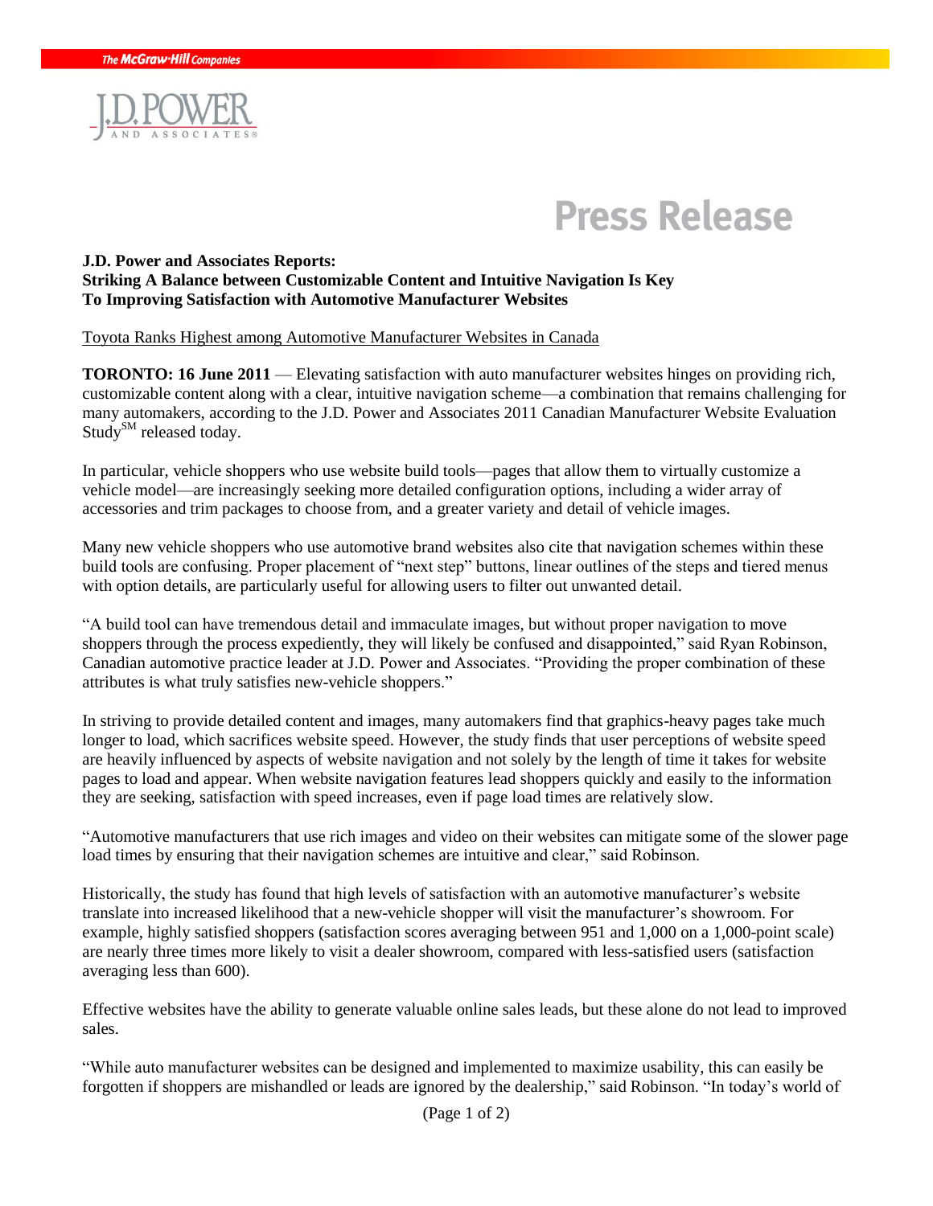The McGraw-Hill Companies

J.D. POWER AND ASSOCIATES

# Press Release

**J.D. Power and Associates Reports:**
**Striking A Balance between Customizable Content and Intuitive Navigation Is Key To Improving Satisfaction with Automotive Manufacturer Websites**

Toyota Ranks Highest among Automotive Manufacturer Websites in Canada

**TORONTO: 16 June 2011** — Elevating satisfaction with auto manufacturer websites hinges on providing rich, customizable content along with a clear, intuitive navigation scheme—a combination that remains challenging for many automakers, according to the J.D. Power and Associates 2011 Canadian Manufacturer Website Evaluation Study$^{SM}$ released today.

In particular, vehicle shoppers who use website build tools—pages that allow them to virtually customize a vehicle model—are increasingly seeking more detailed configuration options, including a wider array of accessories and trim packages to choose from, and a greater variety and detail of vehicle images.

Many new vehicle shoppers who use automotive brand websites also cite that navigation schemes within these build tools are confusing. Proper placement of "next step" buttons, linear outlines of the steps and tiered menus with option details, are particularly useful for allowing users to filter out unwanted detail.

"A build tool can have tremendous detail and immaculate images, but without proper navigation to move shoppers through the process expediently, they will likely be confused and disappointed," said Ryan Robinson, Canadian automotive practice leader at J.D. Power and Associates. "Providing the proper combination of these attributes is what truly satisfies new-vehicle shoppers."

In striving to provide detailed content and images, many automakers find that graphics-heavy pages take much longer to load, which sacrifices website speed. However, the study finds that user perceptions of website speed are heavily influenced by aspects of website navigation and not solely by the length of time it takes for website pages to load and appear. When website navigation features lead shoppers quickly and easily to the information they are seeking, satisfaction with speed increases, even if page load times are relatively slow.

"Automotive manufacturers that use rich images and video on their websites can mitigate some of the slower page load times by ensuring that their navigation schemes are intuitive and clear," said Robinson.

Historically, the study has found that high levels of satisfaction with an automotive manufacturer's website translate into increased likelihood that a new-vehicle shopper will visit the manufacturer's showroom. For example, highly satisfied shoppers (satisfaction scores averaging between 951 and 1,000 on a 1,000-point scale) are nearly three times more likely to visit a dealer showroom, compared with less-satisfied users (satisfaction averaging less than 600).

Effective websites have the ability to generate valuable online sales leads, but these alone do not lead to improved sales.

"While auto manufacturer websites can be designed and implemented to maximize usability, this can easily be forgotten if shoppers are mishandled or leads are ignored by the dealership," said Robinson. "In today's world of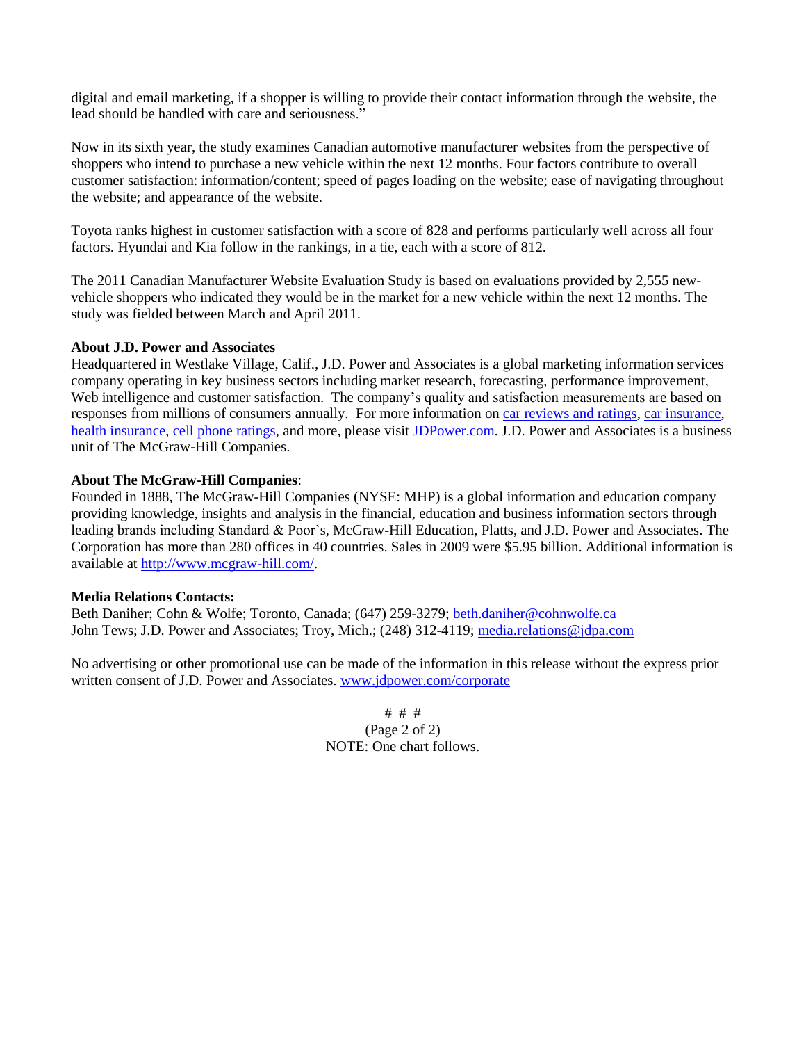digital and email marketing, if a shopper is willing to provide their contact information through the website, the lead should be handled with care and seriousness."

Now in its sixth year, the study examines Canadian automotive manufacturer websites from the perspective of shoppers who intend to purchase a new vehicle within the next 12 months. Four factors contribute to overall customer satisfaction: information/content; speed of pages loading on the website; ease of navigating throughout the website; and appearance of the website.

Toyota ranks highest in customer satisfaction with a score of 828 and performs particularly well across all four factors. Hyundai and Kia follow in the rankings, in a tie, each with a score of 812.

The 2011 Canadian Manufacturer Website Evaluation Study is based on evaluations provided by 2,555 new-vehicle shoppers who indicated they would be in the market for a new vehicle within the next 12 months. The study was fielded between March and April 2011.

**About J.D. Power and Associates**

Headquartered in Westlake Village, Calif., J.D. Power and Associates is a global marketing information services company operating in key business sectors including market research, forecasting, performance improvement, Web intelligence and customer satisfaction. The company's quality and satisfaction measurements are based on responses from millions of consumers annually. For more information on car reviews and ratings, car insurance, health insurance, cell phone ratings, and more, please visit JDPower.com. J.D. Power and Associates is a business unit of The McGraw-Hill Companies.

**About The McGraw-Hill Companies**:

Founded in 1888, The McGraw-Hill Companies (NYSE: MHP) is a global information and education company providing knowledge, insights and analysis in the financial, education and business information sectors through leading brands including Standard & Poor's, McGraw-Hill Education, Platts, and J.D. Power and Associates. The Corporation has more than 280 offices in 40 countries. Sales in 2009 were $5.95 billion. Additional information is available at http://www.mcgraw-hill.com/.

**Media Relations Contacts:**

Beth Daniher; Cohn & Wolfe; Toronto, Canada; (647) 259-3279; beth.daniher@cohnwolfe.ca
John Tews; J.D. Power and Associates; Troy, Mich.; (248) 312-4119; media.relations@jdpa.com

No advertising or other promotional use can be made of the information in this release without the express prior written consent of J.D. Power and Associates. www.jdpower.com/corporate

# # #

NOTE: One chart follows.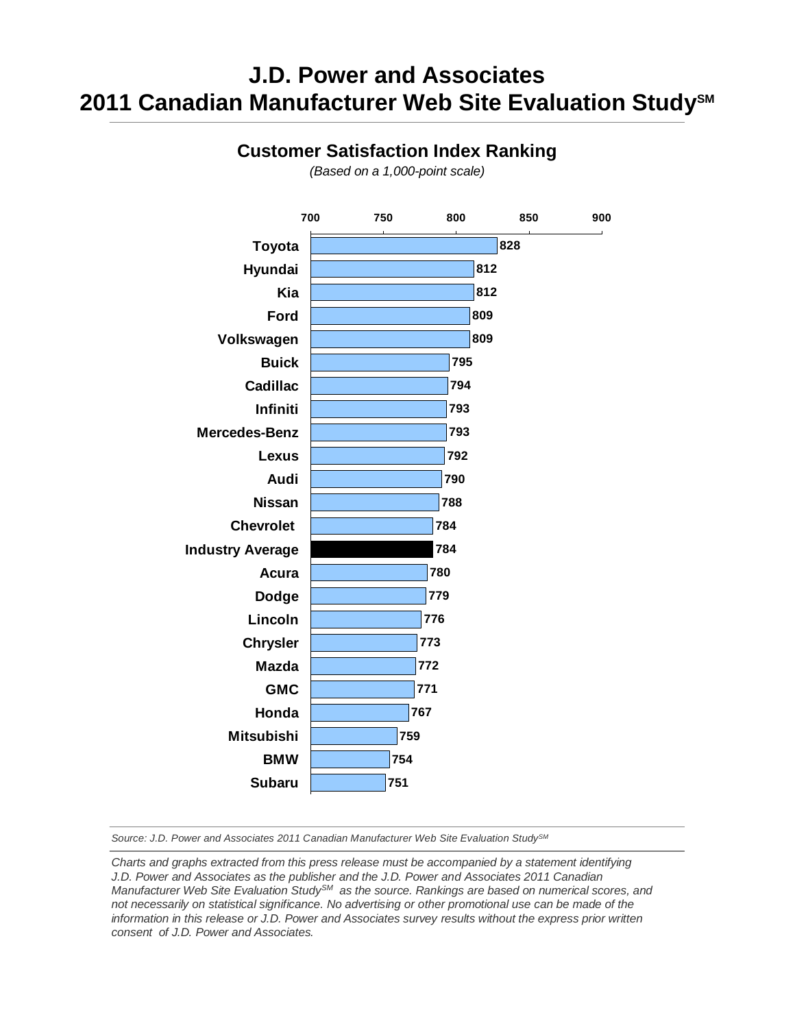# J.D. Power and Associates
# 2011 Canadian Manufacturer Web Site Evaluation Study[SM]

## Customer Satisfaction Index Ranking

*(Based on a 1,000-point scale)*

700 750 800 850 900

Toyota 828
Hyundai 812
Kia 812
Ford 809
Volkswagen 809
Buick 795
Cadillac 794
Infiniti 793
Mercedes-Benz 793
Lexus 792
Audi 790
Nissan 788
Chevrolet 784
Industry Average 784
Acura 780
Dodge 779
Lincoln 776
Chrysler 773
Mazda 772
GMC 771
Honda 767
Mitsubishi 759
BMW 754
Subaru 751

*Source: J.D. Power and Associates 2011 Canadian Manufacturer Web Site Evaluation Study[SM]*

*Charts and graphs extracted from this press release must be accompanied by a statement identifying J.D. Power and Associates as the publisher and the J.D. Power and Associates 2011 Canadian Manufacturer Web Site Evaluation Study[SM] as the source. Rankings are based on numerical scores, and not necessarily on statistical significance. No advertising or other promotional use can be made of the information in this release or J.D. Power and Associates survey results without the express prior written consent of J.D. Power and Associates.*